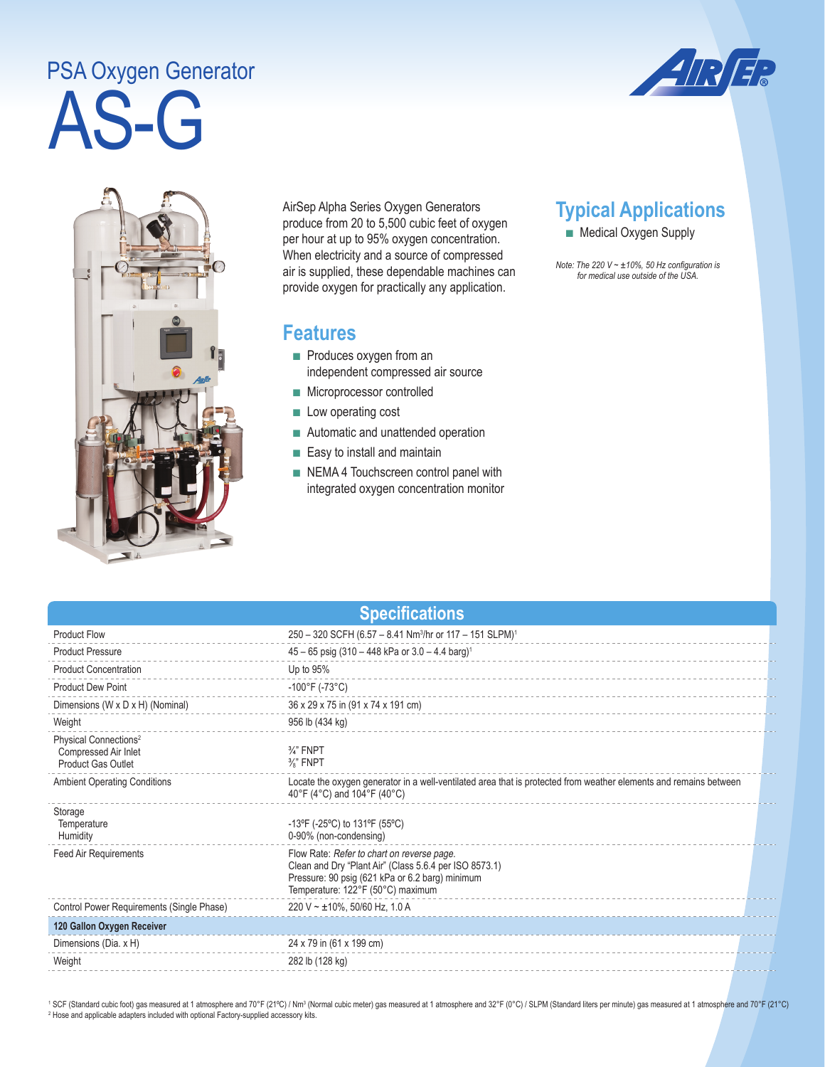# PSA Oxygen Generator

# AS-G

AirSep Alpha Series Oxygen Generators produce from 20 to 5,500 cubic feet of oxygen per hour at up to 95% oxygen concentration. When electricity and a source of compressed air is supplied, these dependable machines can provide oxygen for practically any application.

## Features

- Produces oxygen from an independent compressed air source
- Microprocessor controlled
- Low operating cost
- Automatic and unattended operation
- Easy to install and maintain
- NEMA 4 Touchscreen control panel with integrated oxygen concentration monitor

## Typical Applications

- Medical Oxygen Supply

*Note: The 220 V ~ ±10%, 50 Hz configuration is for medical use outside of the USA.*

## Specifications

| | |
|---|---|
| Product Flow | 250 – 320 SCFH (6.57 – 8.41 $Nm^3$/hr or 117 – 151 SLPM)[1] |
| Product Pressure | 45 – 65 psig (310 – 448 kPa or 3.0 – 4.4 barg)[1] |
| Product Concentration | Up to 95% |
| Product Dew Point | -100°F (-73°C) |
| Dimensions (W x D x H) (Nominal) | 36 x 29 x 75 in (91 x 74 x 191 cm) |
| Weight | 956 lb (434 kg) |
| Physical Connections[2] | |
| Compressed Air Inlet | ¾" FNPT |
| Product Gas Outlet | ⅜" FNPT |
| Ambient Operating Conditions | Locate the oxygen generator in a well-ventilated area that is protected from weather elements and remains between 40°F (4°C) and 104°F (40°C) |
| Storage | |
| Temperature | -13ºF (-25ºC) to 131ºF (55ºC) |
| Humidity | 0-90% (non-condensing) |
| Feed Air Requirements | Flow Rate: *Refer to chart on reverse page.*<br>Clean and Dry "Plant Air" (Class 5.6.4 per ISO 8573.1)<br>Pressure: 90 psig (621 kPa or 6.2 barg) minimum<br>Temperature: 122°F (50°C) maximum |
| Control Power Requirements (Single Phase) | 220 V ~ ±10%, 50/60 Hz, 1.0 A |
| **120 Gallon Oxygen Receiver** | |
| Dimensions (Dia. x H) | 24 x 79 in (61 x 199 cm) |
| Weight | 282 lb (128 kg) |

[1] SCF (Standard cubic foot) gas measured at 1 atmosphere and 70°F (21ºC) / $Nm^3$ (Normal cubic meter) gas measured at 1 atmosphere and 32°F (0°C) / SLPM (Standard liters per minute) gas measured at 1 atmosphere and 70°F (21°C)

[2] Hose and applicable adapters included with optional Factory-supplied accessory kits.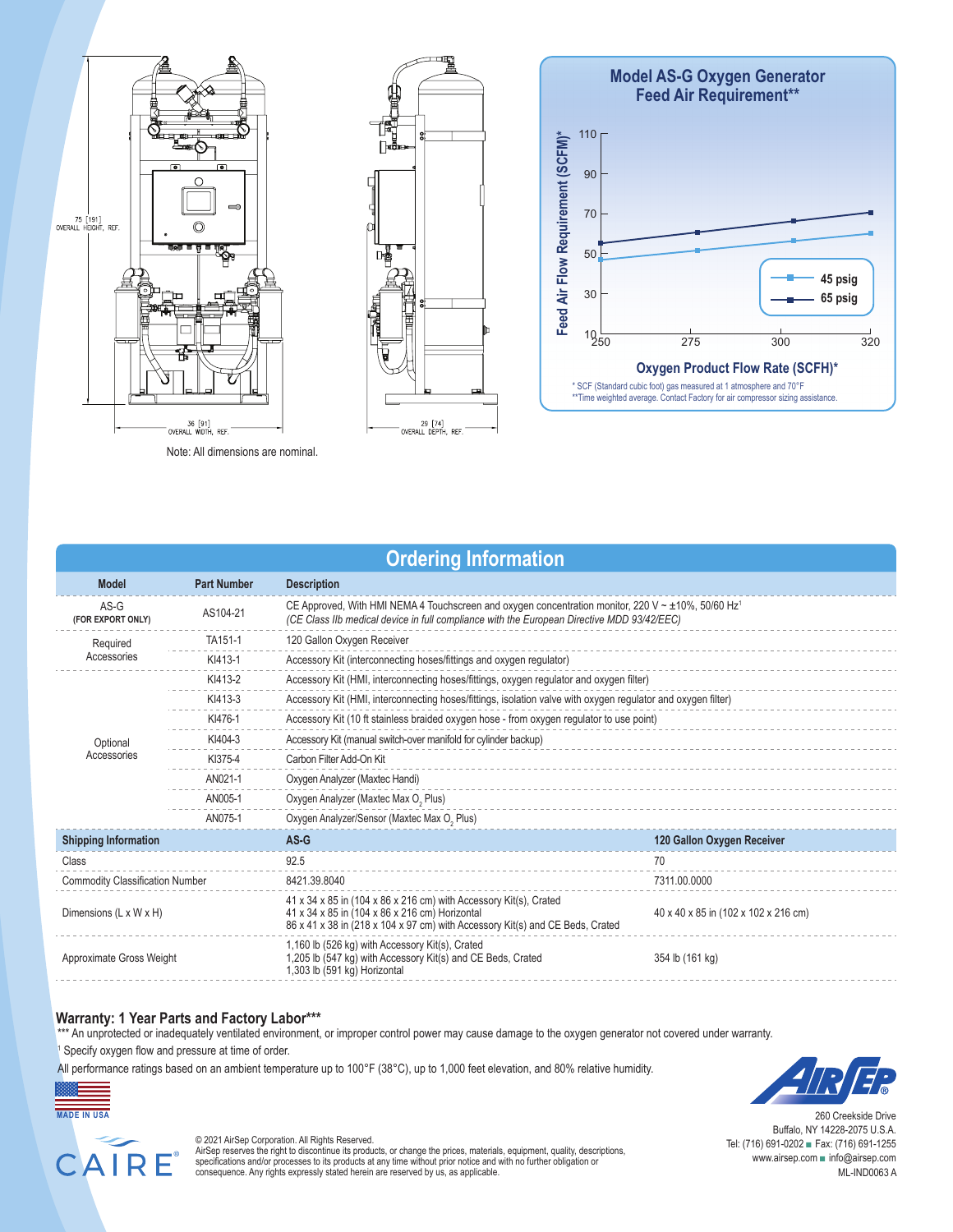75 [191]
OVERALL HEIGHT, REF.

36 [91]
OVERALL WIDTH, REF.

29 [74]
OVERALL DEPTH, REF.

Note: All dimensions are nominal.

**Model AS-G Oxygen Generator**
**Feed Air Requirement****

Feed Air Flow Requirement (SCFM)*

110
90
70
50
30
10

250
275
300
320

45 psig
65 psig

Oxygen Product Flow Rate (SCFH)*

\* SCF (Standard cubic foot) gas measured at 1 atmosphere and 70°F
**Time weighted average. Contact Factory for air compressor sizing assistance.

## Ordering Information

| Model | Part Number | Description |
|---|---|---|
| AS-G **(FOR EXPORT ONLY)** | AS104-21 | CE Approved, With HMI NEMA 4 Touchscreen and oxygen concentration monitor, 220 V ~ ±10%, 50/60 Hz[1] *(CE Class IIb medical device in full compliance with the European Directive MDD 93/42/EEC)* |
| Required Accessories | TA151-1 | 120 Gallon Oxygen Receiver |
| | KI413-1 | Accessory Kit (interconnecting hoses/fittings and oxygen regulator) |
| Optional Accessories | KI413-2 | Accessory Kit (HMI, interconnecting hoses/fittings, oxygen regulator and oxygen filter) |
| | KI413-3 | Accessory Kit (HMI, interconnecting hoses/fittings, isolation valve with oxygen regulator and oxygen filter) |
| | KI476-1 | Accessory Kit (10 ft stainless braided oxygen hose - from oxygen regulator to use point) |
| | KI404-3 | Accessory Kit (manual switch-over manifold for cylinder backup) |
| | KI375-4 | Carbon Filter Add-On Kit |
| | AN021-1 | Oxygen Analyzer (Maxtec Handi) |
| | AN005-1 | Oxygen Analyzer (Maxtec Max $O_2$ Plus) |
| | AN075-1 | Oxygen Analyzer/Sensor (Maxtec Max $O_2$ Plus) |

| Shipping Information | AS-G | 120 Gallon Oxygen Receiver |
|---|---|---|
| Class | 92.5 | 70 |
| Commodity Classification Number | 8421.39.8040 | 7311.00.0000 |
| Dimensions (L x W x H) | 41 x 34 x 85 in (104 x 86 x 216 cm) with Accessory Kit(s), Crated<br>41 x 34 x 85 in (104 x 86 x 216 cm) Horizontal<br>86 x 41 x 38 in (218 x 104 x 97 cm) with Accessory Kit(s) and CE Beds, Crated | 40 x 40 x 85 in (102 x 102 x 216 cm) |
| Approximate Gross Weight | 1,160 lb (526 kg) with Accessory Kit(s), Crated<br>1,205 lb (547 kg) with Accessory Kit(s) and CE Beds, Crated<br>1,303 lb (591 kg) Horizontal | 354 lb (161 kg) |

**Warranty: 1 Year Parts and Factory Labor*****

*** An unprotected or inadequately ventilated environment, or improper control power may cause damage to the oxygen generator not covered under warranty.

[1] Specify oxygen flow and pressure at time of order.

All performance ratings based on an ambient temperature up to 100°F (38°C), up to 1,000 feet elevation, and 80% relative humidity.

MADE IN USA

CAIRE

© 2021 AirSep Corporation. All Rights Reserved.
AirSep reserves the right to discontinue its products, or change the prices, materials, equipment, quality, descriptions, specifications and/or processes to its products at any time without prior notice and with no further obligation or consequence. Any rights expressly stated herein are reserved by us, as applicable.

AIRSEP

260 Creekside Drive
Buffalo, NY 14228-2075 U.S.A.
Tel: (716) 691-0202 ■ Fax: (716) 691-1255
www.airsep.com ■ info@airsep.com
ML-IND0063 A